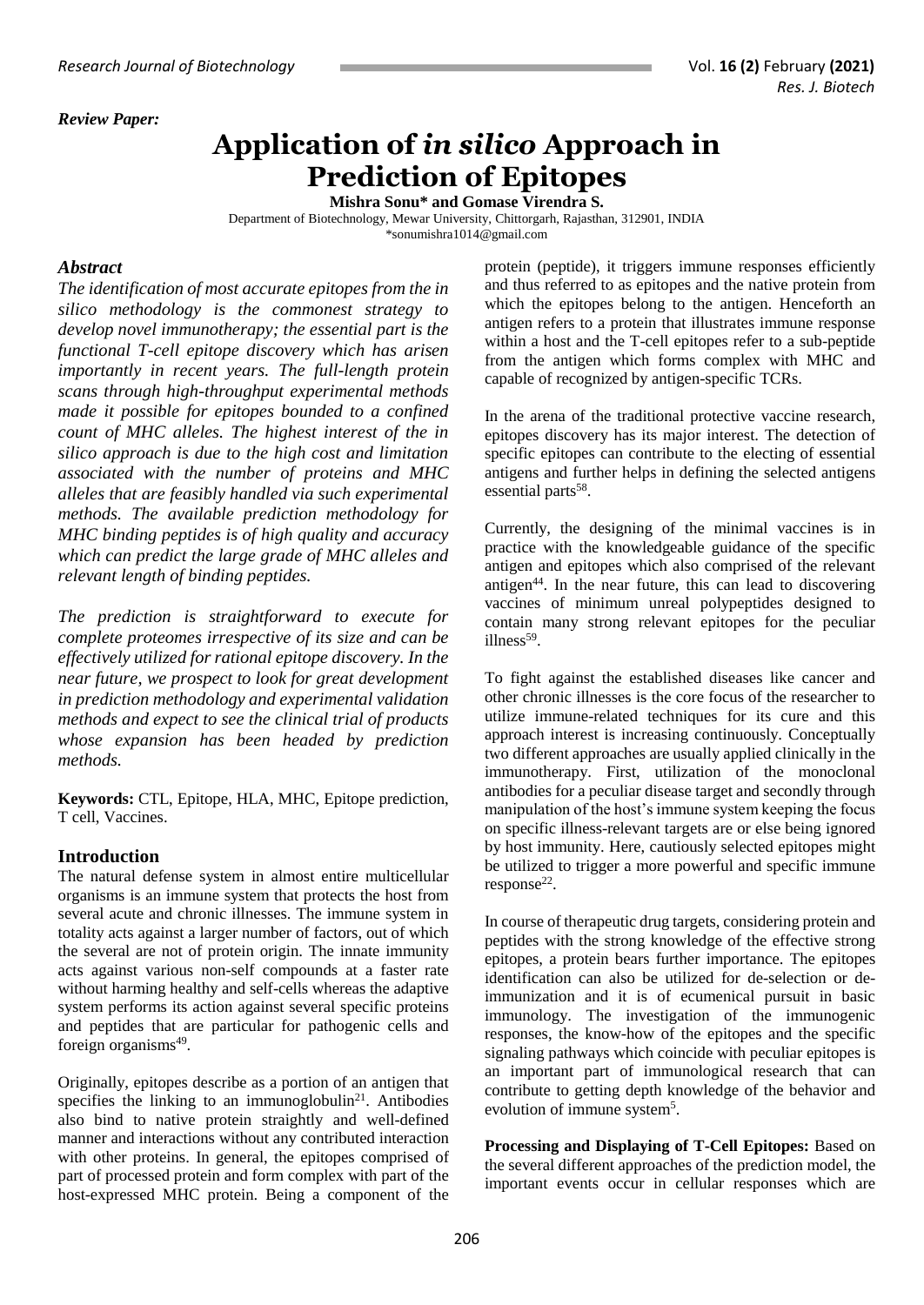*Review Paper:*

# Application of *in silico* Approach in Prediction of Epitopes

**Mishra Sonu\* and Gomase Virendra S.**

Department of Biotechnology, Mewar University, Chittorgarh, Rajasthan, 312901, INDIA

\*sonumishra1014@gmail.com

## *Abstract*

*The identification of most accurate epitopes from the in silico methodology is the commonest strategy to develop novel immunotherapy; the essential part is the functional T-cell epitope discovery which has arisen importantly in recent years. The full-length protein scans through high-throughput experimental methods made it possible for epitopes bounded to a confined count of MHC alleles. The highest interest of the in silico approach is due to the high cost and limitation associated with the number of proteins and MHC alleles that are feasibly handled via such experimental methods. The available prediction methodology for MHC binding peptides is of high quality and accuracy which can predict the large grade of MHC alleles and relevant length of binding peptides.*

*The prediction is straightforward to execute for complete proteomes irrespective of its size and can be effectively utilized for rational epitope discovery. In the near future, we prospect to look for great development in prediction methodology and experimental validation methods and expect to see the clinical trial of products whose expansion has been headed by prediction methods.*

**Keywords:** CTL, Epitope, HLA, MHC, Epitope prediction, T cell, Vaccines.

## Introduction

The natural defense system in almost entire multicellular organisms is an immune system that protects the host from several acute and chronic illnesses. The immune system in totality acts against a larger number of factors, out of which the several are not of protein origin. The innate immunity acts against various non-self compounds at a faster rate without harming healthy and self-cells whereas the adaptive system performs its action against several specific proteins and peptides that are particular for pathogenic cells and foreign organisms[49].

Originally, epitopes describe as a portion of an antigen that specifies the linking to an immunoglobulin[21]. Antibodies also bind to native protein straightly and well-defined manner and interactions without any contributed interaction with other proteins. In general, the epitopes comprised of part of processed protein and form complex with part of the host-expressed MHC protein. Being a component of the protein (peptide), it triggers immune responses efficiently and thus referred to as epitopes and the native protein from which the epitopes belong to the antigen. Henceforth an antigen refers to a protein that illustrates immune response within a host and the T-cell epitopes refer to a sub-peptide from the antigen which forms complex with MHC and capable of recognized by antigen-specific TCRs.

In the arena of the traditional protective vaccine research, epitopes discovery has its major interest. The detection of specific epitopes can contribute to the electing of essential antigens and further helps in defining the selected antigens essential parts[58].

Currently, the designing of the minimal vaccines is in practice with the knowledgeable guidance of the specific antigen and epitopes which also comprised of the relevant antigen[44]. In the near future, this can lead to discovering vaccines of minimum unreal polypeptides designed to contain many strong relevant epitopes for the peculiar illness[59].

To fight against the established diseases like cancer and other chronic illnesses is the core focus of the researcher to utilize immune-related techniques for its cure and this approach interest is increasing continuously. Conceptually two different approaches are usually applied clinically in the immunotherapy. First, utilization of the monoclonal antibodies for a peculiar disease target and secondly through manipulation of the host's immune system keeping the focus on specific illness-relevant targets are or else being ignored by host immunity. Here, cautiously selected epitopes might be utilized to trigger a more powerful and specific immune response[22].

In course of therapeutic drug targets, considering protein and peptides with the strong knowledge of the effective strong epitopes, a protein bears further importance. The epitopes identification can also be utilized for de-selection or de-immunization and it is of ecumenical pursuit in basic immunology. The investigation of the immunogenic responses, the know-how of the epitopes and the specific signaling pathways which coincide with peculiar epitopes is an important part of immunological research that can contribute to getting depth knowledge of the behavior and evolution of immune system[5].

**Processing and Displaying of T-Cell Epitopes:** Based on the several different approaches of the prediction model, the important events occur in cellular responses which are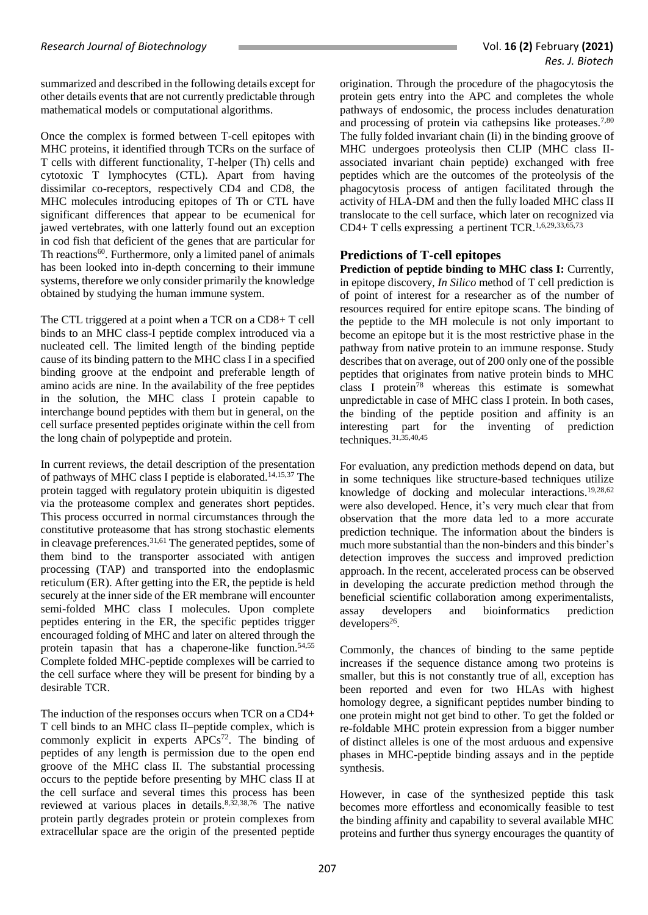summarized and described in the following details except for other details events that are not currently predictable through mathematical models or computational algorithms.

Once the complex is formed between T-cell epitopes with MHC proteins, it identified through TCRs on the surface of T cells with different functionality, T-helper (Th) cells and cytotoxic T lymphocytes (CTL). Apart from having dissimilar co-receptors, respectively CD4 and CD8, the MHC molecules introducing epitopes of Th or CTL have significant differences that appear to be ecumenical for jawed vertebrates, with one latterly found out an exception in cod fish that deficient of the genes that are particular for Th reactions[60]. Furthermore, only a limited panel of animals has been looked into in-depth concerning to their immune systems, therefore we only consider primarily the knowledge obtained by studying the human immune system.

The CTL triggered at a point when a TCR on a CD8+ T cell binds to an MHC class-I peptide complex introduced via a nucleated cell. The limited length of the binding peptide cause of its binding pattern to the MHC class I in a specified binding groove at the endpoint and preferable length of amino acids are nine. In the availability of the free peptides in the solution, the MHC class I protein capable to interchange bound peptides with them but in general, on the cell surface presented peptides originate within the cell from the long chain of polypeptide and protein.

In current reviews, the detail description of the presentation of pathways of MHC class I peptide is elaborated.[14,15,37] The protein tagged with regulatory protein ubiquitin is digested via the proteasome complex and generates short peptides. This process occurred in normal circumstances through the constitutive proteasome that has strong stochastic elements in cleavage preferences.[31,61] The generated peptides, some of them bind to the transporter associated with antigen processing (TAP) and transported into the endoplasmic reticulum (ER). After getting into the ER, the peptide is held securely at the inner side of the ER membrane will encounter semi-folded MHC class I molecules. Upon complete peptides entering in the ER, the specific peptides trigger encouraged folding of MHC and later on altered through the protein tapasin that has a chaperone-like function.[54,55] Complete folded MHC-peptide complexes will be carried to the cell surface where they will be present for binding by a desirable TCR.

The induction of the responses occurs when TCR on a CD4+ T cell binds to an MHC class II–peptide complex, which is commonly explicit in experts APCs[72]. The binding of peptides of any length is permission due to the open end groove of the MHC class II. The substantial processing occurs to the peptide before presenting by MHC class II at the cell surface and several times this process has been reviewed at various places in details.[8,32,38,76] The native protein partly degrades protein or protein complexes from extracellular space are the origin of the presented peptide origination. Through the procedure of the phagocytosis the protein gets entry into the APC and completes the whole pathways of endosomic, the process includes denaturation and processing of protein via cathepsins like proteases.[7,80] The fully folded invariant chain (Ii) in the binding groove of MHC undergoes proteolysis then CLIP (MHC class II-associated invariant chain peptide) exchanged with free peptides which are the outcomes of the proteolysis of the phagocytosis process of antigen facilitated through the activity of HLA-DM and then the fully loaded MHC class II translocate to the cell surface, which later on recognized via CD4+ T cells expressing a pertinent TCR.[1,6,29,33,65,73]

## Predictions of T-cell epitopes

**Prediction of peptide binding to MHC class I:** Currently, in epitope discovery, *In Silico* method of T cell prediction is of point of interest for a researcher as of the number of resources required for entire epitope scans. The binding of the peptide to the MH molecule is not only important to become an epitope but it is the most restrictive phase in the pathway from native protein to an immune response. Study describes that on average, out of 200 only one of the possible peptides that originates from native protein binds to MHC class I protein[78] whereas this estimate is somewhat unpredictable in case of MHC class I protein. In both cases, the binding of the peptide position and affinity is an interesting part for the inventing of prediction techniques.[31,35,40,45]

For evaluation, any prediction methods depend on data, but in some techniques like structure-based techniques utilize knowledge of docking and molecular interactions.[19,28,62] were also developed. Hence, it's very much clear that from observation that the more data led to a more accurate prediction technique. The information about the binders is much more substantial than the non-binders and this binder's detection improves the success and improved prediction approach. In the recent, accelerated process can be observed in developing the accurate prediction method through the beneficial scientific collaboration among experimentalists, assay developers and bioinformatics prediction developers[26].

Commonly, the chances of binding to the same peptide increases if the sequence distance among two proteins is smaller, but this is not constantly true of all, exception has been reported and even for two HLAs with highest homology degree, a significant peptides number binding to one protein might not get bind to other. To get the folded or re-foldable MHC protein expression from a bigger number of distinct alleles is one of the most arduous and expensive phases in MHC-peptide binding assays and in the peptide synthesis.

However, in case of the synthesized peptide this task becomes more effortless and economically feasible to test the binding affinity and capability to several available MHC proteins and further thus synergy encourages the quantity of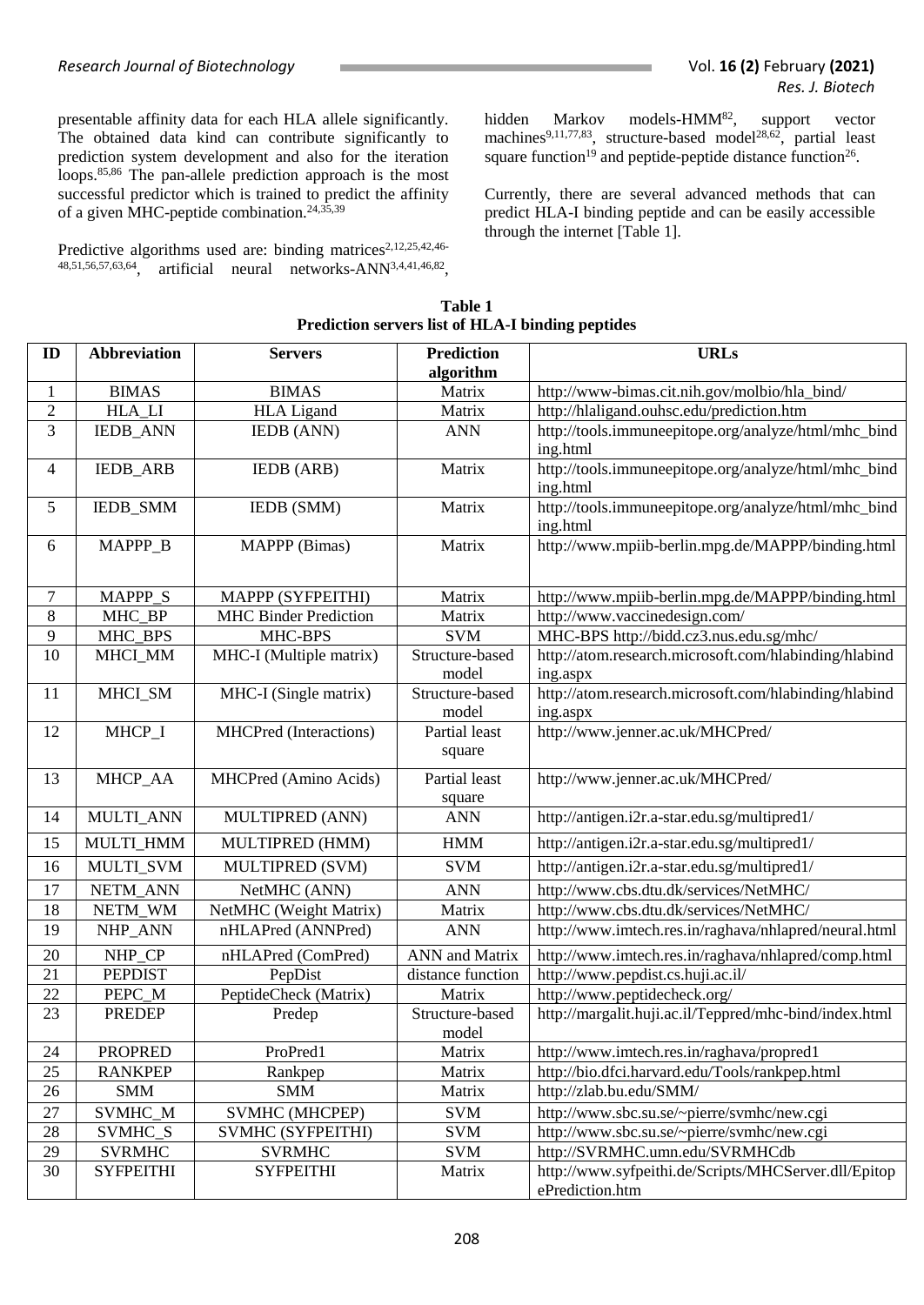presentable affinity data for each HLA allele significantly. The obtained data kind can contribute significantly to prediction system development and also for the iteration loops.[85,86] The pan-allele prediction approach is the most successful predictor which is trained to predict the affinity of a given MHC-peptide combination.[24,35,39]

Predictive algorithms used are: binding matrices[2,12,25,42,46-48,51,56,57,63,64], artificial neural networks-ANN[3,4,41,46,82], hidden Markov models-HMM[82], support vector machines[9,11,77,83], structure-based model[28,62], partial least square function[19] and peptide-peptide distance function[26].

Currently, there are several advanced methods that can predict HLA-I binding peptide and can be easily accessible through the internet [Table 1].

**Table 1**
**Prediction servers list of HLA-I binding peptides**

| ID | Abbreviation | Servers | Prediction algorithm | URLs |
|---|---|---|---|---|
| 1 | BIMAS | BIMAS | Matrix | http://www-bimas.cit.nih.gov/molbio/hla_bind/ |
| 2 | HLA_LI | HLA Ligand | Matrix | http://hlaligand.ouhsc.edu/prediction.htm |
| 3 | IEDB_ANN | IEDB (ANN) | ANN | http://tools.immuneepitope.org/analyze/html/mhc_binding.html |
| 4 | IEDB_ARB | IEDB (ARB) | Matrix | http://tools.immuneepitope.org/analyze/html/mhc_binding.html |
| 5 | IEDB_SMM | IEDB (SMM) | Matrix | http://tools.immuneepitope.org/analyze/html/mhc_binding.html |
| 6 | MAPPP_B | MAPPP (Bimas) | Matrix | http://www.mpiib-berlin.mpg.de/MAPPP/binding.html |
| 7 | MAPPP_S | MAPPP (SYFPEITHI) | Matrix | http://www.mpiib-berlin.mpg.de/MAPPP/binding.html |
| 8 | MHC_BP | MHC Binder Prediction | Matrix | http://www.vaccinedesign.com/ |
| 9 | MHC_BPS | MHC-BPS | SVM | MHC-BPS http://bidd.cz3.nus.edu.sg/mhc/ |
| 10 | MHCI_MM | MHC-I (Multiple matrix) | Structure-based model | http://atom.research.microsoft.com/hlabinding/hlabinding.aspx |
| 11 | MHCI_SM | MHC-I (Single matrix) | Structure-based model | http://atom.research.microsoft.com/hlabinding/hlabinding.aspx |
| 12 | MHCP_I | MHCPred (Interactions) | Partial least square | http://www.jenner.ac.uk/MHCPred/ |
| 13 | MHCP_AA | MHCPred (Amino Acids) | Partial least square | http://www.jenner.ac.uk/MHCPred/ |
| 14 | MULTI_ANN | MULTIPRED (ANN) | ANN | http://antigen.i2r.a-star.edu.sg/multipred1/ |
| 15 | MULTI_HMM | MULTIPRED (HMM) | HMM | http://antigen.i2r.a-star.edu.sg/multipred1/ |
| 16 | MULTI_SVM | MULTIPRED (SVM) | SVM | http://antigen.i2r.a-star.edu.sg/multipred1/ |
| 17 | NETM_ANN | NetMHC (ANN) | ANN | http://www.cbs.dtu.dk/services/NetMHC/ |
| 18 | NETM_WM | NetMHC (Weight Matrix) | Matrix | http://www.cbs.dtu.dk/services/NetMHC/ |
| 19 | NHP_ANN | nHLAPred (ANNPred) | ANN | http://www.imtech.res.in/raghava/nhlapred/neural.html |
| 20 | NHP_CP | nHLAPred (ComPred) | ANN and Matrix | http://www.imtech.res.in/raghava/nhlapred/comp.html |
| 21 | PEPDIST | PepDist | distance function | http://www.pepdist.cs.huji.ac.il/ |
| 22 | PEPC_M | PeptideCheck (Matrix) | Matrix | http://www.peptidecheck.org/ |
| 23 | PREDEP | Predep | Structure-based model | http://margalit.huji.ac.il/Teppred/mhc-bind/index.html |
| 24 | PROPRED | ProPred1 | Matrix | http://www.imtech.res.in/raghava/propred1 |
| 25 | RANKPEP | Rankpep | Matrix | http://bio.dfci.harvard.edu/Tools/rankpep.html |
| 26 | SMM | SMM | Matrix | http://zlab.bu.edu/SMM/ |
| 27 | SVMHC_M | SVMHC (MHCPEP) | SVM | http://www.sbc.su.se/~pierre/svmhc/new.cgi |
| 28 | SVMHC_S | SVMHC (SYFPEITHI) | SVM | http://www.sbc.su.se/~pierre/svmhc/new.cgi |
| 29 | SVRMHC | SVRMHC | SVM | http://SVRMHC.umn.edu/SVRMHCdb |
| 30 | SYFPEITHI | SYFPEITHI | Matrix | http://www.syfpeithi.de/Scripts/MHCServer.dll/EpitopePrediction.htm |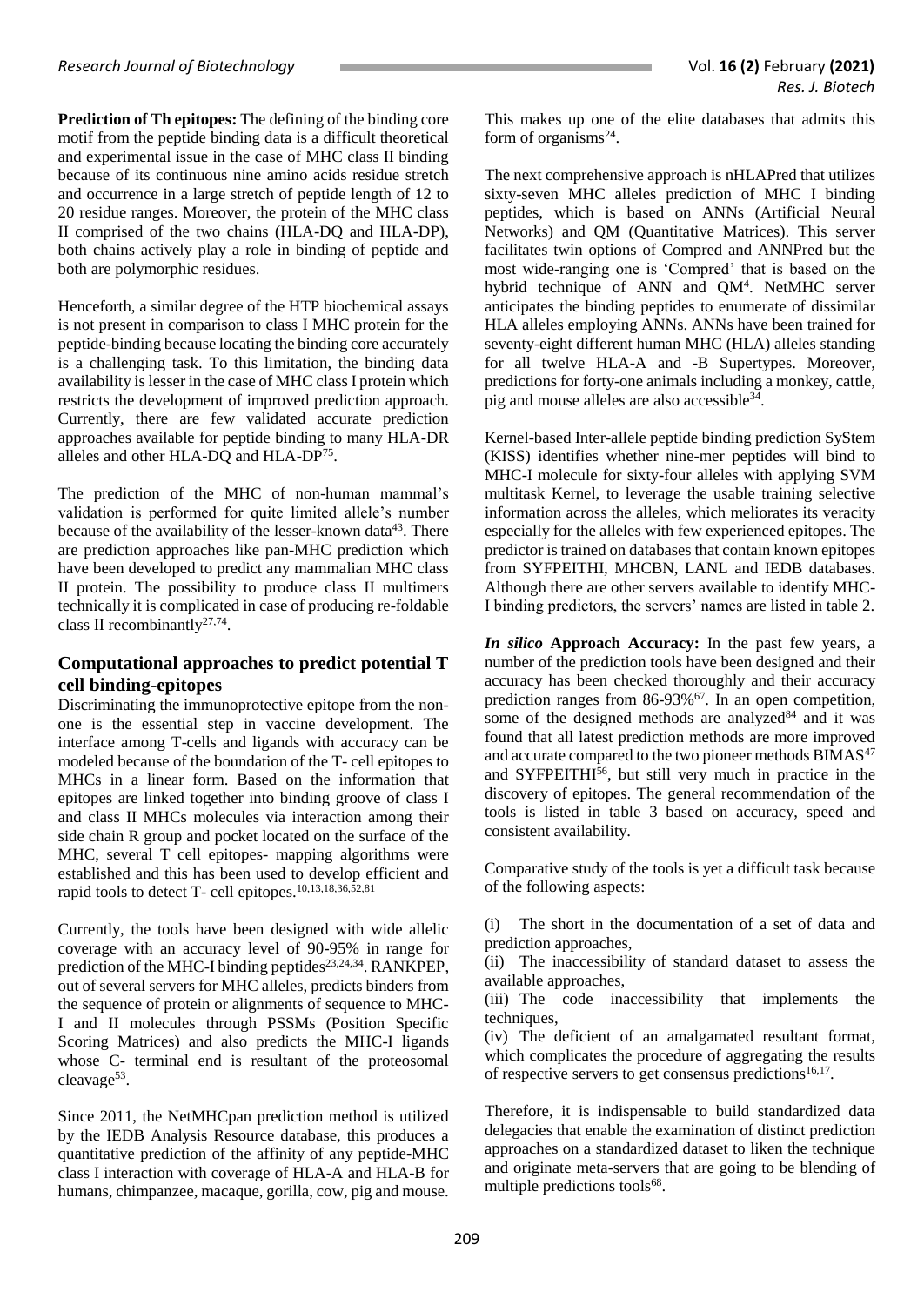**Prediction of Th epitopes:** The defining of the binding core motif from the peptide binding data is a difficult theoretical and experimental issue in the case of MHC class II binding because of its continuous nine amino acids residue stretch and occurrence in a large stretch of peptide length of 12 to 20 residue ranges. Moreover, the protein of the MHC class II comprised of the two chains (HLA-DQ and HLA-DP), both chains actively play a role in binding of peptide and both are polymorphic residues.

Henceforth, a similar degree of the HTP biochemical assays is not present in comparison to class I MHC protein for the peptide-binding because locating the binding core accurately is a challenging task. To this limitation, the binding data availability is lesser in the case of MHC class I protein which restricts the development of improved prediction approach. Currently, there are few validated accurate prediction approaches available for peptide binding to many HLA-DR alleles and other HLA-DQ and HLA-DP[75].

The prediction of the MHC of non-human mammal's validation is performed for quite limited allele's number because of the availability of the lesser-known data[43]. There are prediction approaches like pan-MHC prediction which have been developed to predict any mammalian MHC class II protein. The possibility to produce class II multimers technically it is complicated in case of producing re-foldable class II recombinantly[27,74].

## Computational approaches to predict potential T cell binding-epitopes

Discriminating the immunoprotective epitope from the non-one is the essential step in vaccine development. The interface among T-cells and ligands with accuracy can be modeled because of the boundation of the T- cell epitopes to MHCs in a linear form. Based on the information that epitopes are linked together into binding groove of class I and class II MHCs molecules via interaction among their side chain R group and pocket located on the surface of the MHC, several T cell epitopes- mapping algorithms were established and this has been used to develop efficient and rapid tools to detect T- cell epitopes.[10,13,18,36,52,81]

Currently, the tools have been designed with wide allelic coverage with an accuracy level of 90-95% in range for prediction of the MHC-I binding peptides[23,24,34]. RANKPEP, out of several servers for MHC alleles, predicts binders from the sequence of protein or alignments of sequence to MHC-I and II molecules through PSSMs (Position Specific Scoring Matrices) and also predicts the MHC-I ligands whose C- terminal end is resultant of the proteosomal cleavage[53].

Since 2011, the NetMHCpan prediction method is utilized by the IEDB Analysis Resource database, this produces a quantitative prediction of the affinity of any peptide-MHC class I interaction with coverage of HLA-A and HLA-B for humans, chimpanzee, macaque, gorilla, cow, pig and mouse. This makes up one of the elite databases that admits this form of organisms[24].

The next comprehensive approach is nHLAPred that utilizes sixty-seven MHC alleles prediction of MHC I binding peptides, which is based on ANNs (Artificial Neural Networks) and QM (Quantitative Matrices). This server facilitates twin options of Compred and ANNPred but the most wide-ranging one is 'Compred' that is based on the hybrid technique of ANN and QM[4]. NetMHC server anticipates the binding peptides to enumerate of dissimilar HLA alleles employing ANNs. ANNs have been trained for seventy-eight different human MHC (HLA) alleles standing for all twelve HLA-A and -B Supertypes. Moreover, predictions for forty-one animals including a monkey, cattle, pig and mouse alleles are also accessible[34].

Kernel-based Inter-allele peptide binding prediction SyStem (KISS) identifies whether nine-mer peptides will bind to MHC-I molecule for sixty-four alleles with applying SVM multitask Kernel, to leverage the usable training selective information across the alleles, which meliorates its veracity especially for the alleles with few experienced epitopes. The predictor is trained on databases that contain known epitopes from SYFPEITHI, MHCBN, LANL and IEDB databases. Although there are other servers available to identify MHC-I binding predictors, the servers' names are listed in table 2.

***In silico* Approach Accuracy:** In the past few years, a number of the prediction tools have been designed and their accuracy has been checked thoroughly and their accuracy prediction ranges from 86-93%[67]. In an open competition, some of the designed methods are analyzed[84] and it was found that all latest prediction methods are more improved and accurate compared to the two pioneer methods BIMAS[47] and SYFPEITHI[56], but still very much in practice in the discovery of epitopes. The general recommendation of the tools is listed in table 3 based on accuracy, speed and consistent availability.

Comparative study of the tools is yet a difficult task because of the following aspects:

(i) The short in the documentation of a set of data and prediction approaches,
(ii) The inaccessibility of standard dataset to assess the available approaches,
(iii) The code inaccessibility that implements the techniques,
(iv) The deficient of an amalgamated resultant format, which complicates the procedure of aggregating the results of respective servers to get consensus predictions[16,17].

Therefore, it is indispensable to build standardized data delegacies that enable the examination of distinct prediction approaches on a standardized dataset to liken the technique and originate meta-servers that are going to be blending of multiple predictions tools[68].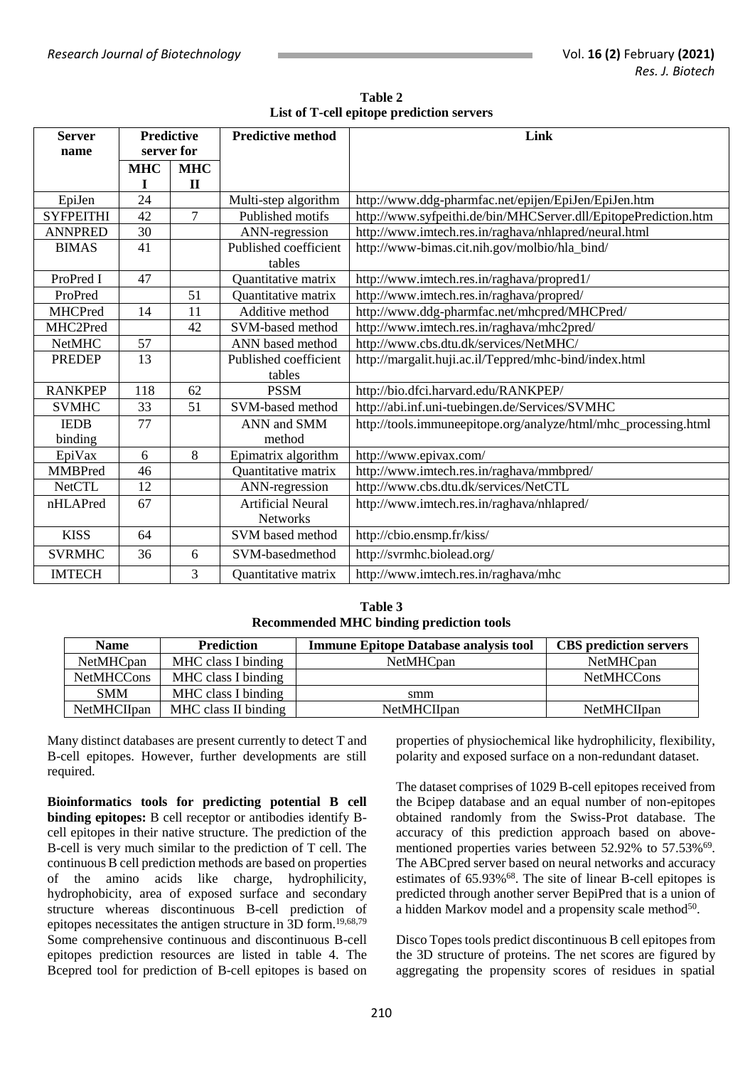**Table 2**
**List of T-cell epitope prediction servers**

| Server name | Predictive server for | | Predictive method | Link |
|---|---|---|---|---|
| | MHC I | MHC II | | |
| EpiJen | 24 | | Multi-step algorithm | http://www.ddg-pharmfac.net/epijen/EpiJen/EpiJen.htm |
| SYFPEITHI | 42 | 7 | Published motifs | http://www.syfpeithi.de/bin/MHCServer.dll/EpitopePrediction.htm |
| ANNPRED | 30 | | ANN-regression | http://www.imtech.res.in/raghava/nhlapred/neural.html |
| BIMAS | 41 | | Published coefficient tables | http://www-bimas.cit.nih.gov/molbio/hla_bind/ |
| ProPred I | 47 | | Quantitative matrix | http://www.imtech.res.in/raghava/propred1/ |
| ProPred | | 51 | Quantitative matrix | http://www.imtech.res.in/raghava/propred/ |
| MHCPred | 14 | 11 | Additive method | http://www.ddg-pharmfac.net/mhcpred/MHCPred/ |
| MHC2Pred | | 42 | SVM-based method | http://www.imtech.res.in/raghava/mhc2pred/ |
| NetMHC | 57 | | ANN based method | http://www.cbs.dtu.dk/services/NetMHC/ |
| PREDEP | 13 | | Published coefficient tables | http://margalit.huji.ac.il/Teppred/mhc-bind/index.html |
| RANKPEP | 118 | 62 | PSSM | http://bio.dfci.harvard.edu/RANKPEP/ |
| SVMHC | 33 | 51 | SVM-based method | http://abi.inf.uni-tuebingen.de/Services/SVMHC |
| IEDB binding | 77 | | ANN and SMM method | http://tools.immuneepitope.org/analyze/html/mhc_processing.html |
| EpiVax | 6 | 8 | Epimatrix algorithm | http://www.epivax.com/ |
| MMBPred | 46 | | Quantitative matrix | http://www.imtech.res.in/raghava/mmbpred/ |
| NetCTL | 12 | | ANN-regression | http://www.cbs.dtu.dk/services/NetCTL |
| nHLAPred | 67 | | Artificial Neural Networks | http://www.imtech.res.in/raghava/nhlapred/ |
| KISS | 64 | | SVM based method | http://cbio.ensmp.fr/kiss/ |
| SVRMHC | 36 | 6 | SVM-basedmethod | http://svrmhc.biolead.org/ |
| IMTECH | | 3 | Quantitative matrix | http://www.imtech.res.in/raghava/mhc |

**Table 3**
**Recommended MHC binding prediction tools**

| Name | Prediction | Immune Epitope Database analysis tool | CBS prediction servers |
|---|---|---|---|
| NetMHCpan | MHC class I binding | NetMHCpan | NetMHCpan |
| NetMHCCons | MHC class I binding | | NetMHCCons |
| SMM | MHC class I binding | smm | |
| NetMHCIIpan | MHC class II binding | NetMHCIIpan | NetMHCIIpan |

Many distinct databases are present currently to detect T and B-cell epitopes. However, further developments are still required.

**Bioinformatics tools for predicting potential B cell binding epitopes:** B cell receptor or antibodies identify B-cell epitopes in their native structure. The prediction of the B-cell is very much similar to the prediction of T cell. The continuous B cell prediction methods are based on properties of the amino acids like charge, hydrophilicity, hydrophobicity, area of exposed surface and secondary structure whereas discontinuous B-cell prediction of epitopes necessitates the antigen structure in 3D form.[19,68,79] Some comprehensive continuous and discontinuous B-cell epitopes prediction resources are listed in table 4. The Bcepred tool for prediction of B-cell epitopes is based on properties of physiochemical like hydrophilicity, flexibility, polarity and exposed surface on a non-redundant dataset.

The dataset comprises of 1029 B-cell epitopes received from the Bcipep database and an equal number of non-epitopes obtained randomly from the Swiss-Prot database. The accuracy of this prediction approach based on above-mentioned properties varies between 52.92% to 57.53%[69]. The ABCpred server based on neural networks and accuracy estimates of 65.93%[68]. The site of linear B-cell epitopes is predicted through another server BepiPred that is a union of a hidden Markov model and a propensity scale method[50].

Disco Topes tools predict discontinuous B cell epitopes from the 3D structure of proteins. The net scores are figured by aggregating the propensity scores of residues in spatial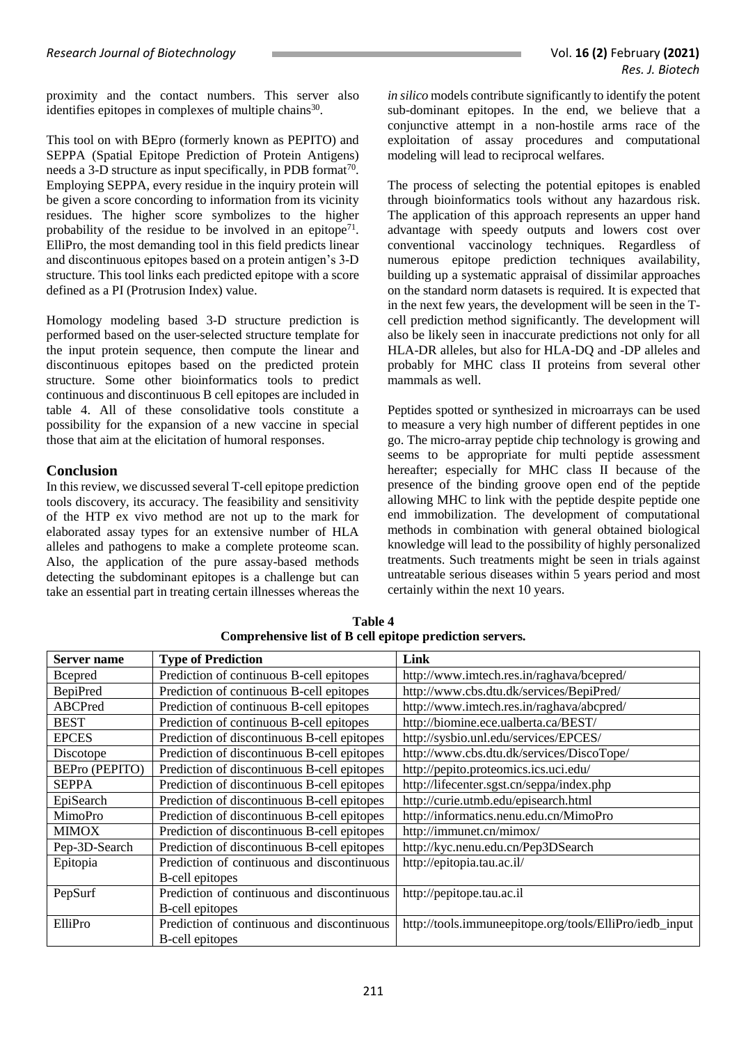proximity and the contact numbers. This server also identifies epitopes in complexes of multiple chains[30].

This tool on with BEpro (formerly known as PEPITO) and SEPPA (Spatial Epitope Prediction of Protein Antigens) needs a 3-D structure as input specifically, in PDB format[70]. Employing SEPPA, every residue in the inquiry protein will be given a score concording to information from its vicinity residues. The higher score symbolizes to the higher probability of the residue to be involved in an epitope[71]. ElliPro, the most demanding tool in this field predicts linear and discontinuous epitopes based on a protein antigen's 3-D structure. This tool links each predicted epitope with a score defined as a PI (Protrusion Index) value.

Homology modeling based 3-D structure prediction is performed based on the user-selected structure template for the input protein sequence, then compute the linear and discontinuous epitopes based on the predicted protein structure. Some other bioinformatics tools to predict continuous and discontinuous B cell epitopes are included in table 4. All of these consolidative tools constitute a possibility for the expansion of a new vaccine in special those that aim at the elicitation of humoral responses.

## Conclusion

In this review, we discussed several T-cell epitope prediction tools discovery, its accuracy. The feasibility and sensitivity of the HTP ex vivo method are not up to the mark for elaborated assay types for an extensive number of HLA alleles and pathogens to make a complete proteome scan. Also, the application of the pure assay-based methods detecting the subdominant epitopes is a challenge but can take an essential part in treating certain illnesses whereas the *in silico* models contribute significantly to identify the potent sub-dominant epitopes. In the end, we believe that a conjunctive attempt in a non-hostile arms race of the exploitation of assay procedures and computational modeling will lead to reciprocal welfares.

The process of selecting the potential epitopes is enabled through bioinformatics tools without any hazardous risk. The application of this approach represents an upper hand advantage with speedy outputs and lowers cost over conventional vaccinology techniques. Regardless of numerous epitope prediction techniques availability, building up a systematic appraisal of dissimilar approaches on the standard norm datasets is required. It is expected that in the next few years, the development will be seen in the T-cell prediction method significantly. The development will also be likely seen in inaccurate predictions not only for all HLA-DR alleles, but also for HLA-DQ and -DP alleles and probably for MHC class II proteins from several other mammals as well.

Peptides spotted or synthesized in microarrays can be used to measure a very high number of different peptides in one go. The micro-array peptide chip technology is growing and seems to be appropriate for multi peptide assessment hereafter; especially for MHC class II because of the presence of the binding groove open end of the peptide allowing MHC to link with the peptide despite peptide one end immobilization. The development of computational methods in combination with general obtained biological knowledge will lead to the possibility of highly personalized treatments. Such treatments might be seen in trials against untreatable serious diseases within 5 years period and most certainly within the next 10 years.

**Table 4**
**Comprehensive list of B cell epitope prediction servers.**

| Server name | Type of Prediction | Link |
|---|---|---|
| Bcepred | Prediction of continuous B-cell epitopes | http://www.imtech.res.in/raghava/bcepred/ |
| BepiPred | Prediction of continuous B-cell epitopes | http://www.cbs.dtu.dk/services/BepiPred/ |
| ABCPred | Prediction of continuous B-cell epitopes | http://www.imtech.res.in/raghava/abcpred/ |
| BEST | Prediction of continuous B-cell epitopes | http://biomine.ece.ualberta.ca/BEST/ |
| EPCES | Prediction of discontinuous B-cell epitopes | http://sysbio.unl.edu/services/EPCES/ |
| Discotope | Prediction of discontinuous B-cell epitopes | http://www.cbs.dtu.dk/services/DiscoTope/ |
| BEPro (PEPITO) | Prediction of discontinuous B-cell epitopes | http://pepito.proteomics.ics.uci.edu/ |
| SEPPA | Prediction of discontinuous B-cell epitopes | http://lifecenter.sgst.cn/seppa/index.php |
| EpiSearch | Prediction of discontinuous B-cell epitopes | http://curie.utmb.edu/episearch.html |
| MimoPro | Prediction of discontinuous B-cell epitopes | http://informatics.nenu.edu.cn/MimoPro |
| MIMOX | Prediction of discontinuous B-cell epitopes | http://immunet.cn/mimox/ |
| Pep-3D-Search | Prediction of discontinuous B-cell epitopes | http://kyc.nenu.edu.cn/Pep3DSearch |
| Epitopia | Prediction of continuous and discontinuous B-cell epitopes | http://epitopia.tau.ac.il/ |
| PepSurf | Prediction of continuous and discontinuous B-cell epitopes | http://pepitope.tau.ac.il |
| ElliPro | Prediction of continuous and discontinuous B-cell epitopes | http://tools.immuneepitope.org/tools/ElliPro/iedb_input |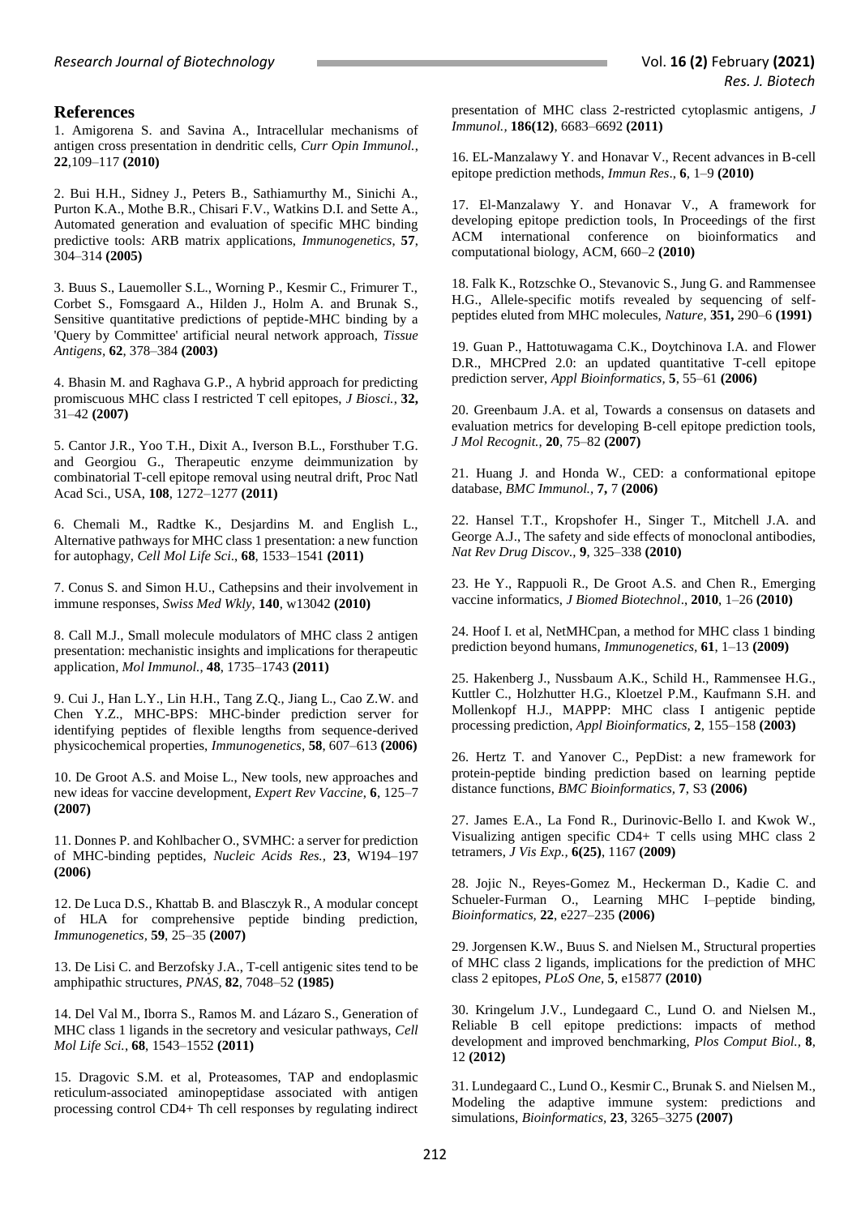## References

1. Amigorena S. and Savina A., Intracellular mechanisms of antigen cross presentation in dendritic cells, *Curr Opin Immunol.*, **22**,109–117 **(2010)**

2. Bui H.H., Sidney J., Peters B., Sathiamurthy M., Sinichi A., Purton K.A., Mothe B.R., Chisari F.V., Watkins D.I. and Sette A., Automated generation and evaluation of specific MHC binding predictive tools: ARB matrix applications, *Immunogenetics*, **57**, 304–314 **(2005)**

3. Buus S., Lauemoller S.L., Worning P., Kesmir C., Frimurer T., Corbet S., Fomsgaard A., Hilden J., Holm A. and Brunak S., Sensitive quantitative predictions of peptide-MHC binding by a 'Query by Committee' artificial neural network approach, *Tissue Antigens*, **62**, 378–384 **(2003)**

4. Bhasin M. and Raghava G.P., A hybrid approach for predicting promiscuous MHC class I restricted T cell epitopes, *J Biosci.*, **32,** 31–42 **(2007)**

5. Cantor J.R., Yoo T.H., Dixit A., Iverson B.L., Forsthuber T.G. and Georgiou G., Therapeutic enzyme deimmunization by combinatorial T-cell epitope removal using neutral drift, Proc Natl Acad Sci., USA, **108**, 1272–1277 **(2011)**

6. Chemali M., Radtke K., Desjardins M. and English L., Alternative pathways for MHC class 1 presentation: a new function for autophagy, *Cell Mol Life Sci.*, **68**, 1533–1541 **(2011)**

7. Conus S. and Simon H.U., Cathepsins and their involvement in immune responses, *Swiss Med Wkly*, **140**, w13042 **(2010)**

8. Call M.J., Small molecule modulators of MHC class 2 antigen presentation: mechanistic insights and implications for therapeutic application, *Mol Immunol.*, **48**, 1735–1743 **(2011)**

9. Cui J., Han L.Y., Lin H.H., Tang Z.Q., Jiang L., Cao Z.W. and Chen Y.Z., MHC-BPS: MHC-binder prediction server for identifying peptides of flexible lengths from sequence-derived physicochemical properties, *Immunogenetics*, **58**, 607–613 **(2006)**

10. De Groot A.S. and Moise L., New tools, new approaches and new ideas for vaccine development, *Expert Rev Vaccine*, **6**, 125–7 **(2007)**

11. Donnes P. and Kohlbacher O., SVMHC: a server for prediction of MHC-binding peptides, *Nucleic Acids Res.*, **23**, W194–197 **(2006)**

12. De Luca D.S., Khattab B. and Blasczyk R., A modular concept of HLA for comprehensive peptide binding prediction, *Immunogenetics*, **59**, 25–35 **(2007)**

13. De Lisi C. and Berzofsky J.A., T-cell antigenic sites tend to be amphipathic structures, *PNAS*, **82**, 7048–52 **(1985)**

14. Del Val M., Iborra S., Ramos M. and Lázaro S., Generation of MHC class 1 ligands in the secretory and vesicular pathways, *Cell Mol Life Sci.*, **68**, 1543–1552 **(2011)**

15. Dragovic S.M. et al, Proteasomes, TAP and endoplasmic reticulum-associated aminopeptidase associated with antigen processing control CD4+ Th cell responses by regulating indirect presentation of MHC class 2-restricted cytoplasmic antigens, *J Immunol.*, **186(12)**, 6683–6692 **(2011)**

16. EL-Manzalawy Y. and Honavar V., Recent advances in B-cell epitope prediction methods, *Immun Res*., **6**, 1–9 **(2010)**

17. El-Manzalawy Y. and Honavar V., A framework for developing epitope prediction tools, In Proceedings of the first ACM international conference on bioinformatics and computational biology, ACM, 660–2 **(2010)**

18. Falk K., Rotzschke O., Stevanovic S., Jung G. and Rammensee H.G., Allele-specific motifs revealed by sequencing of self-peptides eluted from MHC molecules, *Nature*, **351,** 290–6 **(1991)**

19. Guan P., Hattotuwagama C.K., Doytchinova I.A. and Flower D.R., MHCPred 2.0: an updated quantitative T-cell epitope prediction server, *Appl Bioinformatics*, **5**, 55–61 **(2006)**

20. Greenbaum J.A. et al, Towards a consensus on datasets and evaluation metrics for developing B-cell epitope prediction tools, *J Mol Recognit.*, **20**, 75–82 **(2007)**

21. Huang J. and Honda W., CED: a conformational epitope database, *BMC Immunol.*, **7,** 7 **(2006)**

22. Hansel T.T., Kropshofer H., Singer T., Mitchell J.A. and George A.J., The safety and side effects of monoclonal antibodies, *Nat Rev Drug Discov*., **9**, 325–338 **(2010)**

23. He Y., Rappuoli R., De Groot A.S. and Chen R., Emerging vaccine informatics, *J Biomed Biotechnol*., **2010**, 1–26 **(2010)**

24. Hoof I. et al, NetMHCpan, a method for MHC class 1 binding prediction beyond humans, *Immunogenetics*, **61**, 1–13 **(2009)**

25. Hakenberg J., Nussbaum A.K., Schild H., Rammensee H.G., Kuttler C., Holzhutter H.G., Kloetzel P.M., Kaufmann S.H. and Mollenkopf H.J., MAPPP: MHC class I antigenic peptide processing prediction, *Appl Bioinformatics*, **2**, 155–158 **(2003)**

26. Hertz T. and Yanover C., PepDist: a new framework for protein-peptide binding prediction based on learning peptide distance functions, *BMC Bioinformatics*, **7**, S3 **(2006)**

27. James E.A., La Fond R., Durinovic-Bello I. and Kwok W., Visualizing antigen specific CD4+ T cells using MHC class 2 tetramers, *J Vis Exp.*, **6(25)**, 1167 **(2009)**

28. Jojic N., Reyes-Gomez M., Heckerman D., Kadie C. and Schueler-Furman O., Learning MHC I–peptide binding, *Bioinformatics*, **22**, e227–235 **(2006)**

29. Jorgensen K.W., Buus S. and Nielsen M., Structural properties of MHC class 2 ligands, implications for the prediction of MHC class 2 epitopes, *PLoS One*, **5**, e15877 **(2010)**

30. Kringelum J.V., Lundegaard C., Lund O. and Nielsen M., Reliable B cell epitope predictions: impacts of method development and improved benchmarking, *Plos Comput Biol.*, **8**, 12 **(2012)**

31. Lundegaard C., Lund O., Kesmir C., Brunak S. and Nielsen M., Modeling the adaptive immune system: predictions and simulations, *Bioinformatics*, **23**, 3265–3275 **(2007)**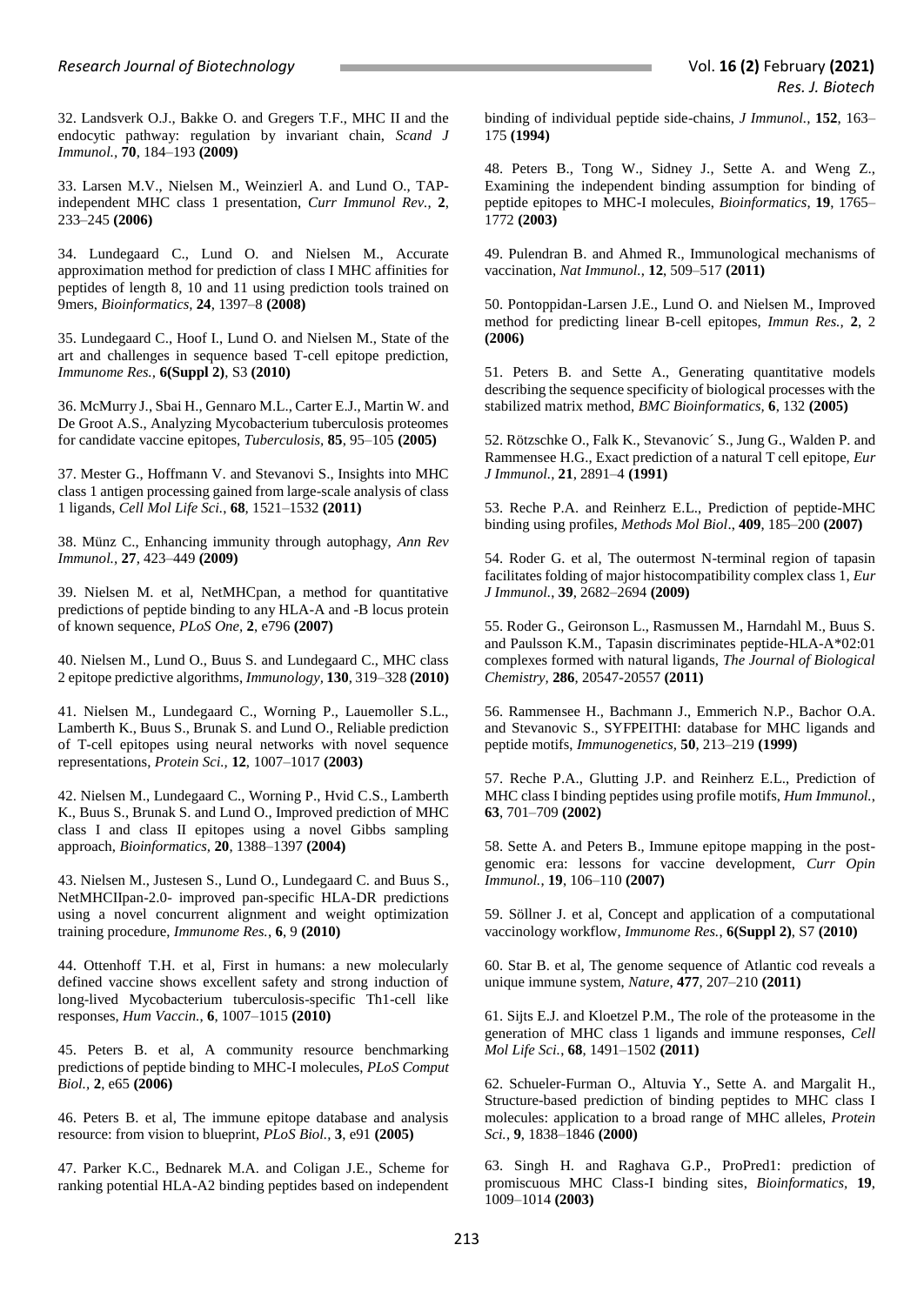32. Landsverk O.J., Bakke O. and Gregers T.F., MHC II and the endocytic pathway: regulation by invariant chain, *Scand J Immunol.*, **70**, 184–193 **(2009)**

33. Larsen M.V., Nielsen M., Weinzierl A. and Lund O., TAP-independent MHC class 1 presentation, *Curr Immunol Rev.*, **2**, 233–245 **(2006)**

34. Lundegaard C., Lund O. and Nielsen M., Accurate approximation method for prediction of class I MHC affinities for peptides of length 8, 10 and 11 using prediction tools trained on 9mers, *Bioinformatics*, **24**, 1397–8 **(2008)**

35. Lundegaard C., Hoof I., Lund O. and Nielsen M., State of the art and challenges in sequence based T-cell epitope prediction, *Immunome Res.*, **6(Suppl 2)**, S3 **(2010)**

36. McMurry J., Sbai H., Gennaro M.L., Carter E.J., Martin W. and De Groot A.S., Analyzing Mycobacterium tuberculosis proteomes for candidate vaccine epitopes, *Tuberculosis*, **85**, 95–105 **(2005)**

37. Mester G., Hoffmann V. and Stevanovi S., Insights into MHC class 1 antigen processing gained from large-scale analysis of class 1 ligands, *Cell Mol Life Sci.*, **68**, 1521–1532 **(2011)**

38. Münz C., Enhancing immunity through autophagy, *Ann Rev Immunol.*, **27**, 423–449 **(2009)**

39. Nielsen M. et al, NetMHCpan, a method for quantitative predictions of peptide binding to any HLA-A and -B locus protein of known sequence, *PLoS One*, **2**, e796 **(2007)**

40. Nielsen M., Lund O., Buus S. and Lundegaard C., MHC class 2 epitope predictive algorithms, *Immunology*, **130**, 319–328 **(2010)**

41. Nielsen M., Lundegaard C., Worning P., Lauemoller S.L., Lamberth K., Buus S., Brunak S. and Lund O., Reliable prediction of T-cell epitopes using neural networks with novel sequence representations, *Protein Sci.*, **12**, 1007–1017 **(2003)**

42. Nielsen M., Lundegaard C., Worning P., Hvid C.S., Lamberth K., Buus S., Brunak S. and Lund O., Improved prediction of MHC class I and class II epitopes using a novel Gibbs sampling approach, *Bioinformatics*, **20**, 1388–1397 **(2004)**

43. Nielsen M., Justesen S., Lund O., Lundegaard C. and Buus S., NetMHCIIpan-2.0- improved pan-specific HLA-DR predictions using a novel concurrent alignment and weight optimization training procedure, *Immunome Res.*, **6**, 9 **(2010)**

44. Ottenhoff T.H. et al, First in humans: a new molecularly defined vaccine shows excellent safety and strong induction of long-lived Mycobacterium tuberculosis-specific Th1-cell like responses, *Hum Vaccin.*, **6**, 1007–1015 **(2010)**

45. Peters B. et al, A community resource benchmarking predictions of peptide binding to MHC-I molecules, *PLoS Comput Biol.*, **2**, e65 **(2006)**

46. Peters B. et al, The immune epitope database and analysis resource: from vision to blueprint, *PLoS Biol.*, **3**, e91 **(2005)**

47. Parker K.C., Bednarek M.A. and Coligan J.E., Scheme for ranking potential HLA-A2 binding peptides based on independent binding of individual peptide side-chains, *J Immunol.*, **152**, 163–175 **(1994)**

48. Peters B., Tong W., Sidney J., Sette A. and Weng Z., Examining the independent binding assumption for binding of peptide epitopes to MHC-I molecules, *Bioinformatics*, **19**, 1765–1772 **(2003)**

49. Pulendran B. and Ahmed R., Immunological mechanisms of vaccination, *Nat Immunol.*, **12**, 509–517 **(2011)**

50. Pontoppidan-Larsen J.E., Lund O. and Nielsen M., Improved method for predicting linear B-cell epitopes, *Immun Res.*, **2**, 2 **(2006)**

51. Peters B. and Sette A., Generating quantitative models describing the sequence specificity of biological processes with the stabilized matrix method, *BMC Bioinformatics*, **6**, 132 **(2005)**

52. Rötzschke O., Falk K., Stevanovic´ S., Jung G., Walden P. and Rammensee H.G., Exact prediction of a natural T cell epitope, *Eur J Immunol.*, **21**, 2891–4 **(1991)**

53. Reche P.A. and Reinherz E.L., Prediction of peptide-MHC binding using profiles, *Methods Mol Biol*., **409**, 185–200 **(2007)**

54. Roder G. et al, The outermost N-terminal region of tapasin facilitates folding of major histocompatibility complex class 1, *Eur J Immunol.*, **39**, 2682–2694 **(2009)**

55. Roder G., Geironson L., Rasmussen M., Harndahl M., Buus S. and Paulsson K.M., Tapasin discriminates peptide-HLA-A*02:01 complexes formed with natural ligands, *The Journal of Biological Chemistry*, **286**, 20547-20557 **(2011)**

56. Rammensee H., Bachmann J., Emmerich N.P., Bachor O.A. and Stevanovic S., SYFPEITHI: database for MHC ligands and peptide motifs, *Immunogenetics*, **50**, 213–219 **(1999)**

57. Reche P.A., Glutting J.P. and Reinherz E.L., Prediction of MHC class I binding peptides using profile motifs, *Hum Immunol.*, **63**, 701–709 **(2002)**

58. Sette A. and Peters B., Immune epitope mapping in the post-genomic era: lessons for vaccine development, *Curr Opin Immunol.*, **19**, 106–110 **(2007)**

59. Söllner J. et al, Concept and application of a computational vaccinology workflow, *Immunome Res.*, **6(Suppl 2)**, S7 **(2010)**

60. Star B. et al, The genome sequence of Atlantic cod reveals a unique immune system, *Nature*, **477**, 207–210 **(2011)**

61. Sijts E.J. and Kloetzel P.M., The role of the proteasome in the generation of MHC class 1 ligands and immune responses, *Cell Mol Life Sci.*, **68**, 1491–1502 **(2011)**

62. Schueler-Furman O., Altuvia Y., Sette A. and Margalit H., Structure-based prediction of binding peptides to MHC class I molecules: application to a broad range of MHC alleles, *Protein Sci.*, **9**, 1838–1846 **(2000)**

63. Singh H. and Raghava G.P., ProPred1: prediction of promiscuous MHC Class-I binding sites, *Bioinformatics*, **19**, 1009–1014 **(2003)**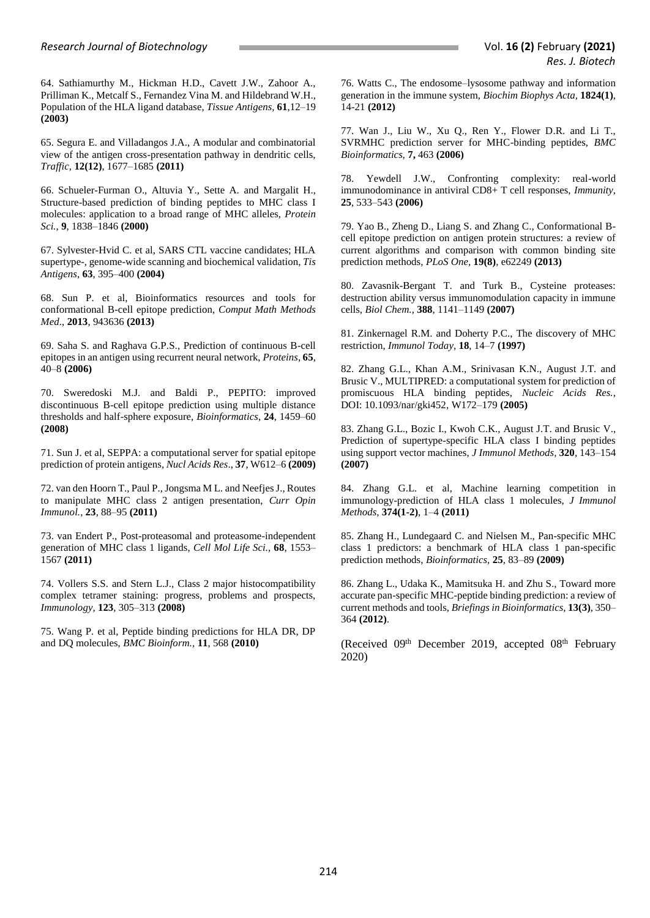64. Sathiamurthy M., Hickman H.D., Cavett J.W., Zahoor A., Prilliman K., Metcalf S., Fernandez Vina M. and Hildebrand W.H., Population of the HLA ligand database, *Tissue Antigens*, **61**,12–19 **(2003)**

65. Segura E. and Villadangos J.A., A modular and combinatorial view of the antigen cross-presentation pathway in dendritic cells, *Traffic*, **12(12)**, 1677–1685 **(2011)**

66. Schueler-Furman O., Altuvia Y., Sette A. and Margalit H., Structure-based prediction of binding peptides to MHC class I molecules: application to a broad range of MHC alleles, *Protein Sci.*, **9**, 1838–1846 **(2000)**

67. Sylvester-Hvid C. et al, SARS CTL vaccine candidates; HLA supertype-, genome-wide scanning and biochemical validation, *Tis Antigens*, **63**, 395–400 **(2004)**

68. Sun P. et al, Bioinformatics resources and tools for conformational B-cell epitope prediction, *Comput Math Methods Med*., **2013**, 943636 **(2013)**

69. Saha S. and Raghava G.P.S., Prediction of continuous B-cell epitopes in an antigen using recurrent neural network, *Proteins*, **65**, 40–8 **(2006)**

70. Sweredoski M.J. and Baldi P., PEPITO: improved discontinuous B-cell epitope prediction using multiple distance thresholds and half-sphere exposure, *Bioinformatics*, **24**, 1459–60 **(2008)**

71. Sun J. et al, SEPPA: a computational server for spatial epitope prediction of protein antigens, *Nucl Acids Res*., **37**, W612–6 **(2009)**

72. van den Hoorn T., Paul P., Jongsma M L. and Neefjes J., Routes to manipulate MHC class 2 antigen presentation, *Curr Opin Immunol.*, **23**, 88–95 **(2011)**

73. van Endert P., Post-proteasomal and proteasome-independent generation of MHC class 1 ligands, *Cell Mol Life Sci.*, **68**, 1553–1567 **(2011)**

74. Vollers S.S. and Stern L.J., Class 2 major histocompatibility complex tetramer staining: progress, problems and prospects, *Immunology*, **123**, 305–313 **(2008)**

75. Wang P. et al, Peptide binding predictions for HLA DR, DP and DQ molecules, *BMC Bioinform.*, **11**, 568 **(2010)**

76. Watts C., The endosome–lysosome pathway and information generation in the immune system, *Biochim Biophys Acta*, **1824(1)**, 14-21 **(2012)**

77. Wan J., Liu W., Xu Q., Ren Y., Flower D.R. and Li T., SVRMHC prediction server for MHC-binding peptides, *BMC Bioinformatics*, **7,** 463 **(2006)**

78. Yewdell J.W., Confronting complexity: real-world immunodominance in antiviral CD8+ T cell responses, *Immunity*, **25**, 533–543 **(2006)**

79. Yao B., Zheng D., Liang S. and Zhang C., Conformational B-cell epitope prediction on antigen protein structures: a review of current algorithms and comparison with common binding site prediction methods, *PLoS One*, **19(8)**, e62249 **(2013)**

80. Zavasnik-Bergant T. and Turk B., Cysteine proteases: destruction ability versus immunomodulation capacity in immune cells, *Biol Chem.*, **388**, 1141–1149 **(2007)**

81. Zinkernagel R.M. and Doherty P.C., The discovery of MHC restriction, *Immunol Today*, **18**, 14–7 **(1997)**

82. Zhang G.L., Khan A.M., Srinivasan K.N., August J.T. and Brusic V., MULTIPRED: a computational system for prediction of promiscuous HLA binding peptides, *Nucleic Acids Res.*, DOI: 10.1093/nar/gki452, W172–179 **(2005)**

83. Zhang G.L., Bozic I., Kwoh C.K., August J.T. and Brusic V., Prediction of supertype-specific HLA class I binding peptides using support vector machines, *J Immunol Methods*, **320**, 143–154 **(2007)**

84. Zhang G.L. et al, Machine learning competition in immunology-prediction of HLA class 1 molecules, *J Immunol Methods*, **374(1-2)**, 1–4 **(2011)**

85. Zhang H., Lundegaard C. and Nielsen M., Pan-specific MHC class 1 predictors: a benchmark of HLA class 1 pan-specific prediction methods, *Bioinformatics*, **25**, 83–89 **(2009)**

86. Zhang L., Udaka K., Mamitsuka H. and Zhu S., Toward more accurate pan-specific MHC-peptide binding prediction: a review of current methods and tools, *Briefings in Bioinformatics*, **13(3)**, 350–364 **(2012)**.

(Received 09th December 2019, accepted 08th February 2020)